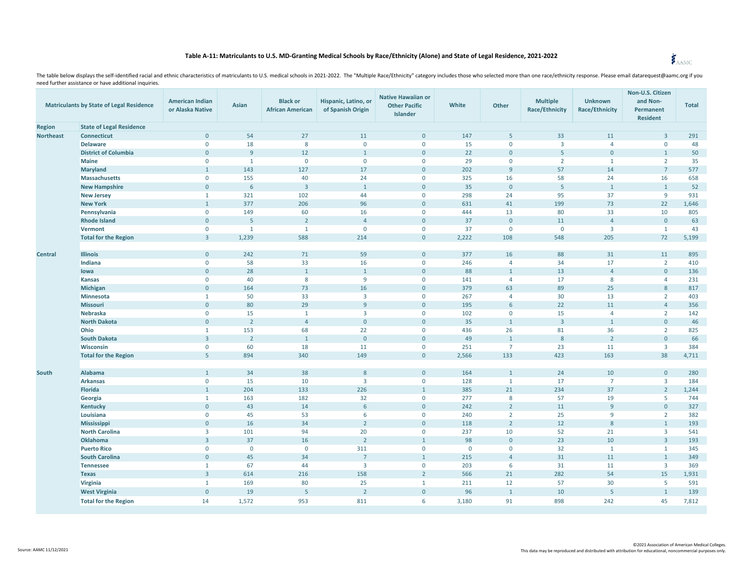### Table A-11: Matriculants to U.S. MD-Granting Medical Schools by Race/Ethnicity (Alone) and State of Legal Residence, 2021-2022

The table below displays the self-identified racial and ethnic characteristics of matriculants to U.S. medical schools in 2021-2022. The "Multiple Race/Ethnicity" category includes those who selected more than one race/ethnicity response. Please email datarequest@aamc.org if you need further assistance or have additional inquiries.

| Matriculants by State of Legal Residence | | American Indian or Alaska Native | Asian | Black or African American | Hispanic, Latino, or of Spanish Origin | Native Hawaiian or Other Pacific Islander | White | Other | Multiple Race/Ethnicity | Unknown Race/Ethnicity | Non-U.S. Citizen and Non-Permanent Resident | Total |
|---|---|---|---|---|---|---|---|---|---|---|---|---|
| **Region** | **State of Legal Residence** | | | | | | | | | | | |
| **Northeast** | **Connecticut** | 0 | 54 | 27 | 11 | 0 | 147 | 5 | 33 | 11 | 3 | 291 |
| | **Delaware** | 0 | 18 | 8 | 0 | 0 | 15 | 0 | 3 | 4 | 0 | 48 |
| | **District of Columbia** | 0 | 9 | 12 | 1 | 0 | 22 | 0 | 5 | 0 | 1 | 50 |
| | **Maine** | 0 | 1 | 0 | 0 | 0 | 29 | 0 | 2 | 1 | 2 | 35 |
| | **Maryland** | 1 | 143 | 127 | 17 | 0 | 202 | 9 | 57 | 14 | 7 | 577 |
| | **Massachusetts** | 0 | 155 | 40 | 24 | 0 | 325 | 16 | 58 | 24 | 16 | 658 |
| | **New Hampshire** | 0 | 6 | 3 | 1 | 0 | 35 | 0 | 5 | 1 | 1 | 52 |
| | **New Jersey** | 1 | 321 | 102 | 44 | 0 | 298 | 24 | 95 | 37 | 9 | 931 |
| | **New York** | 1 | 377 | 206 | 96 | 0 | 631 | 41 | 199 | 73 | 22 | 1,646 |
| | **Pennsylvania** | 0 | 149 | 60 | 16 | 0 | 444 | 13 | 80 | 33 | 10 | 805 |
| | **Rhode Island** | 0 | 5 | 2 | 4 | 0 | 37 | 0 | 11 | 4 | 0 | 63 |
| | **Vermont** | 0 | 1 | 1 | 0 | 0 | 37 | 0 | 0 | 3 | 1 | 43 |
| | **Total for the Region** | 3 | 1,239 | 588 | 214 | 0 | 2,222 | 108 | 548 | 205 | 72 | 5,199 |
| **Central** | **Illinois** | 0 | 242 | 71 | 59 | 0 | 377 | 16 | 88 | 31 | 11 | 895 |
| | **Indiana** | 0 | 58 | 33 | 16 | 0 | 246 | 4 | 34 | 17 | 2 | 410 |
| | **Iowa** | 0 | 28 | 1 | 1 | 0 | 88 | 1 | 13 | 4 | 0 | 136 |
| | **Kansas** | 0 | 40 | 8 | 9 | 0 | 141 | 4 | 17 | 8 | 4 | 231 |
| | **Michigan** | 0 | 164 | 73 | 16 | 0 | 379 | 63 | 89 | 25 | 8 | 817 |
| | **Minnesota** | 1 | 50 | 33 | 3 | 0 | 267 | 4 | 30 | 13 | 2 | 403 |
| | **Missouri** | 0 | 80 | 29 | 9 | 0 | 195 | 6 | 22 | 11 | 4 | 356 |
| | **Nebraska** | 0 | 15 | 1 | 3 | 0 | 102 | 0 | 15 | 4 | 2 | 142 |
| | **North Dakota** | 0 | 2 | 4 | 0 | 0 | 35 | 1 | 3 | 1 | 0 | 46 |
| | **Ohio** | 1 | 153 | 68 | 22 | 0 | 436 | 26 | 81 | 36 | 2 | 825 |
| | **South Dakota** | 3 | 2 | 1 | 0 | 0 | 49 | 1 | 8 | 2 | 0 | 66 |
| | **Wisconsin** | 0 | 60 | 18 | 11 | 0 | 251 | 7 | 23 | 11 | 3 | 384 |
| | **Total for the Region** | 5 | 894 | 340 | 149 | 0 | 2,566 | 133 | 423 | 163 | 38 | 4,711 |
| **South** | **Alabama** | 1 | 34 | 38 | 8 | 0 | 164 | 1 | 24 | 10 | 0 | 280 |
| | **Arkansas** | 0 | 15 | 10 | 3 | 0 | 128 | 1 | 17 | 7 | 3 | 184 |
| | **Florida** | 1 | 204 | 133 | 226 | 1 | 385 | 21 | 234 | 37 | 2 | 1,244 |
| | **Georgia** | 1 | 163 | 182 | 32 | 0 | 277 | 8 | 57 | 19 | 5 | 744 |
| | **Kentucky** | 0 | 43 | 14 | 6 | 0 | 242 | 2 | 11 | 9 | 0 | 327 |
| | **Louisiana** | 0 | 45 | 53 | 6 | 0 | 240 | 2 | 25 | 9 | 2 | 382 |
| | **Mississippi** | 0 | 16 | 34 | 2 | 0 | 118 | 2 | 12 | 8 | 1 | 193 |
| | **North Carolina** | 3 | 101 | 94 | 20 | 0 | 237 | 10 | 52 | 21 | 3 | 541 |
| | **Oklahoma** | 3 | 37 | 16 | 2 | 1 | 98 | 0 | 23 | 10 | 3 | 193 |
| | **Puerto Rico** | 0 | 0 | 0 | 311 | 0 | 0 | 0 | 32 | 1 | 1 | 345 |
| | **South Carolina** | 0 | 45 | 34 | 7 | 1 | 215 | 4 | 31 | 11 | 1 | 349 |
| | **Tennessee** | 1 | 67 | 44 | 3 | 0 | 203 | 6 | 31 | 11 | 3 | 369 |
| | **Texas** | 3 | 614 | 216 | 158 | 2 | 566 | 21 | 282 | 54 | 15 | 1,931 |
| | **Virginia** | 1 | 169 | 80 | 25 | 1 | 211 | 12 | 57 | 30 | 5 | 591 |
| | **West Virginia** | 0 | 19 | 5 | 2 | 0 | 96 | 1 | 10 | 5 | 1 | 139 |
| | **Total for the Region** | 14 | 1,572 | 953 | 811 | 6 | 3,180 | 91 | 898 | 242 | 45 | 7,812 |

Source: AAMC 11/12/2021

©2021 Association of American Medical Colleges.
This data may be reproduced and distributed with attribution for educational, noncommercial purposes only.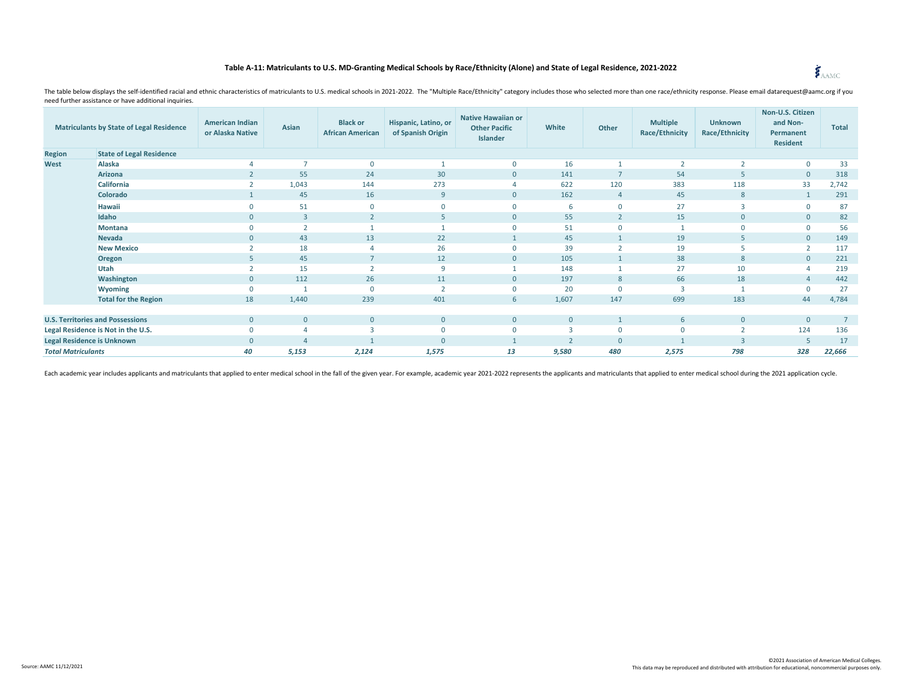### Table A-11: Matriculants to U.S. MD-Granting Medical Schools by Race/Ethnicity (Alone) and State of Legal Residence, 2021-2022

The table below displays the self-identified racial and ethnic characteristics of matriculants to U.S. medical schools in 2021-2022. The "Multiple Race/Ethnicity" category includes those who selected more than one race/ethnicity response. Please email datarequest@aamc.org if you need further assistance or have additional inquiries.

| Matriculants by State of Legal Residence | | American Indian or Alaska Native | Asian | Black or African American | Hispanic, Latino, or of Spanish Origin | Native Hawaiian or Other Pacific Islander | White | Other | Multiple Race/Ethnicity | Unknown Race/Ethnicity | Non-U.S. Citizen and Non-Permanent Resident | Total |
|---|---|---|---|---|---|---|---|---|---|---|---|---|
| **Region** | **State of Legal Residence** | | | | | | | | | | | |
| **West** | **Alaska** | 4 | 7 | 0 | 1 | 0 | 16 | 1 | 2 | 2 | 0 | 33 |
| | **Arizona** | 2 | 55 | 24 | 30 | 0 | 141 | 7 | 54 | 5 | 0 | 318 |
| | **California** | 2 | 1,043 | 144 | 273 | 4 | 622 | 120 | 383 | 118 | 33 | 2,742 |
| | **Colorado** | 1 | 45 | 16 | 9 | 0 | 162 | 4 | 45 | 8 | 1 | 291 |
| | **Hawaii** | 0 | 51 | 0 | 0 | 0 | 6 | 0 | 27 | 3 | 0 | 87 |
| | **Idaho** | 0 | 3 | 2 | 5 | 0 | 55 | 2 | 15 | 0 | 0 | 82 |
| | **Montana** | 0 | 2 | 1 | 1 | 0 | 51 | 0 | 1 | 0 | 0 | 56 |
| | **Nevada** | 0 | 43 | 13 | 22 | 1 | 45 | 1 | 19 | 5 | 0 | 149 |
| | **New Mexico** | 2 | 18 | 4 | 26 | 0 | 39 | 2 | 19 | 5 | 2 | 117 |
| | **Oregon** | 5 | 45 | 7 | 12 | 0 | 105 | 1 | 38 | 8 | 0 | 221 |
| | **Utah** | 2 | 15 | 2 | 9 | 1 | 148 | 1 | 27 | 10 | 4 | 219 |
| | **Washington** | 0 | 112 | 26 | 11 | 0 | 197 | 8 | 66 | 18 | 4 | 442 |
| | **Wyoming** | 0 | 1 | 0 | 2 | 0 | 20 | 0 | 3 | 1 | 0 | 27 |
| | **Total for the Region** | 18 | 1,440 | 239 | 401 | 6 | 1,607 | 147 | 699 | 183 | 44 | 4,784 |
| **U.S. Territories and Possessions** | | 0 | 0 | 0 | 0 | 0 | 0 | 1 | 6 | 0 | 0 | 7 |
| **Legal Residence is Not in the U.S.** | | 0 | 4 | 3 | 0 | 0 | 3 | 0 | 0 | 2 | 124 | 136 |
| **Legal Residence is Unknown** | | 0 | 4 | 1 | 0 | 1 | 2 | 0 | 1 | 3 | 5 | 17 |
| ***Total Matriculants*** | | ***40*** | ***5,153*** | ***2,124*** | ***1,575*** | ***13*** | ***9,580*** | ***480*** | ***2,575*** | ***798*** | ***328*** | ***22,666*** |

Each academic year includes applicants and matriculants that applied to enter medical school in the fall of the given year. For example, academic year 2021-2022 represents the applicants and matriculants that applied to enter medical school during the 2021 application cycle.

Source: AAMC 11/12/2021

©2021 Association of American Medical Colleges.
This data may be reproduced and distributed with attribution for educational, noncommercial purposes only.